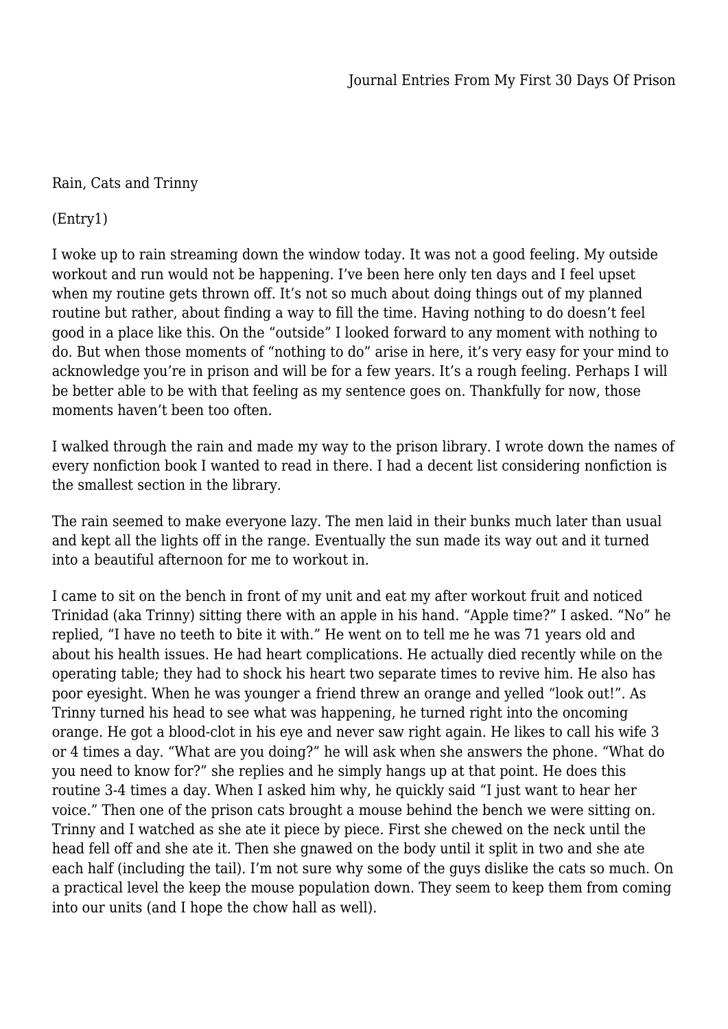# Journal Entries From My First 30 Days Of Prison

## Rain, Cats and Trinny

(Entry1)

I woke up to rain streaming down the window today. It was not a good feeling. My outside workout and run would not be happening. I've been here only ten days and I feel upset when my routine gets thrown off. It's not so much about doing things out of my planned routine but rather, about finding a way to fill the time. Having nothing to do doesn't feel good in a place like this. On the "outside" I looked forward to any moment with nothing to do. But when those moments of "nothing to do" arise in here, it's very easy for your mind to acknowledge you're in prison and will be for a few years. It's a rough feeling. Perhaps I will be better able to be with that feeling as my sentence goes on. Thankfully for now, those moments haven't been too often.

I walked through the rain and made my way to the prison library. I wrote down the names of every nonfiction book I wanted to read in there. I had a decent list considering nonfiction is the smallest section in the library.

The rain seemed to make everyone lazy. The men laid in their bunks much later than usual and kept all the lights off in the range. Eventually the sun made its way out and it turned into a beautiful afternoon for me to workout in.

I came to sit on the bench in front of my unit and eat my after workout fruit and noticed Trinidad (aka Trinny) sitting there with an apple in his hand. "Apple time?" I asked. "No" he replied, "I have no teeth to bite it with." He went on to tell me he was 71 years old and about his health issues. He had heart complications. He actually died recently while on the operating table; they had to shock his heart two separate times to revive him. He also has poor eyesight. When he was younger a friend threw an orange and yelled "look out!". As Trinny turned his head to see what was happening, he turned right into the oncoming orange. He got a blood-clot in his eye and never saw right again. He likes to call his wife 3 or 4 times a day. "What are you doing?" he will ask when she answers the phone. "What do you need to know for?" she replies and he simply hangs up at that point. He does this routine 3-4 times a day. When I asked him why, he quickly said "I just want to hear her voice." Then one of the prison cats brought a mouse behind the bench we were sitting on. Trinny and I watched as she ate it piece by piece. First she chewed on the neck until the head fell off and she ate it. Then she gnawed on the body until it split in two and she ate each half (including the tail). I'm not sure why some of the guys dislike the cats so much. On a practical level the keep the mouse population down. They seem to keep them from coming into our units (and I hope the chow hall as well).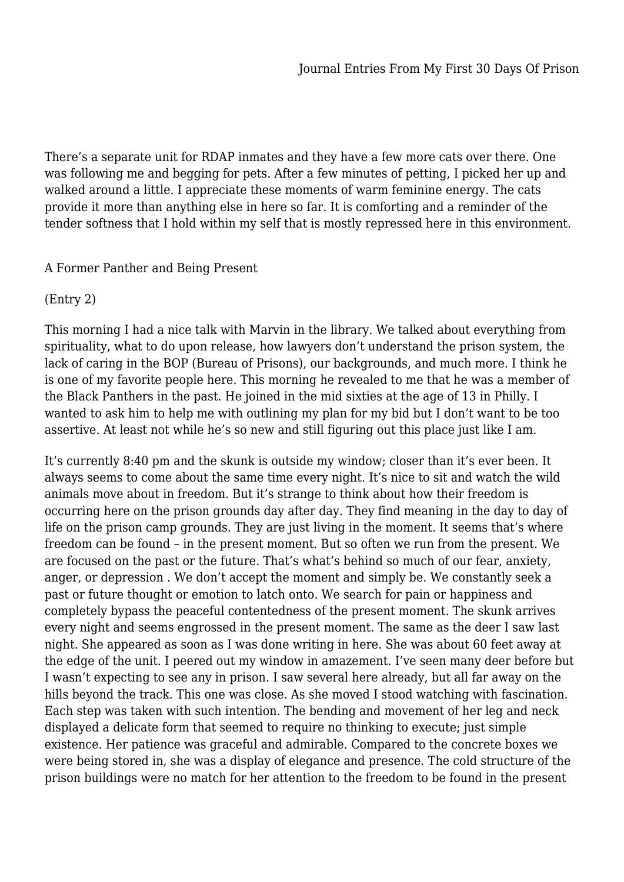There's a separate unit for RDAP inmates and they have a few more cats over there. One was following me and begging for pets. After a few minutes of petting, I picked her up and walked around a little. I appreciate these moments of warm feminine energy. The cats provide it more than anything else in here so far. It is comforting and a reminder of the tender softness that I hold within my self that is mostly repressed here in this environment.

## A Former Panther and Being Present

(Entry 2)

This morning I had a nice talk with Marvin in the library. We talked about everything from spirituality, what to do upon release, how lawyers don't understand the prison system, the lack of caring in the BOP (Bureau of Prisons), our backgrounds, and much more. I think he is one of my favorite people here. This morning he revealed to me that he was a member of the Black Panthers in the past. He joined in the mid sixties at the age of 13 in Philly. I wanted to ask him to help me with outlining my plan for my bid but I don't want to be too assertive. At least not while he's so new and still figuring out this place just like I am.

It's currently 8:40 pm and the skunk is outside my window; closer than it's ever been. It always seems to come about the same time every night. It's nice to sit and watch the wild animals move about in freedom. But it's strange to think about how their freedom is occurring here on the prison grounds day after day. They find meaning in the day to day of life on the prison camp grounds. They are just living in the moment. It seems that's where freedom can be found – in the present moment. But so often we run from the present. We are focused on the past or the future. That's what's behind so much of our fear, anxiety, anger, or depression . We don't accept the moment and simply be. We constantly seek a past or future thought or emotion to latch onto. We search for pain or happiness and completely bypass the peaceful contentedness of the present moment. The skunk arrives every night and seems engrossed in the present moment. The same as the deer I saw last night. She appeared as soon as I was done writing in here. She was about 60 feet away at the edge of the unit. I peered out my window in amazement. I've seen many deer before but I wasn't expecting to see any in prison. I saw several here already, but all far away on the hills beyond the track. This one was close. As she moved I stood watching with fascination. Each step was taken with such intention. The bending and movement of her leg and neck displayed a delicate form that seemed to require no thinking to execute; just simple existence. Her patience was graceful and admirable. Compared to the concrete boxes we were being stored in, she was a display of elegance and presence. The cold structure of the prison buildings were no match for her attention to the freedom to be found in the present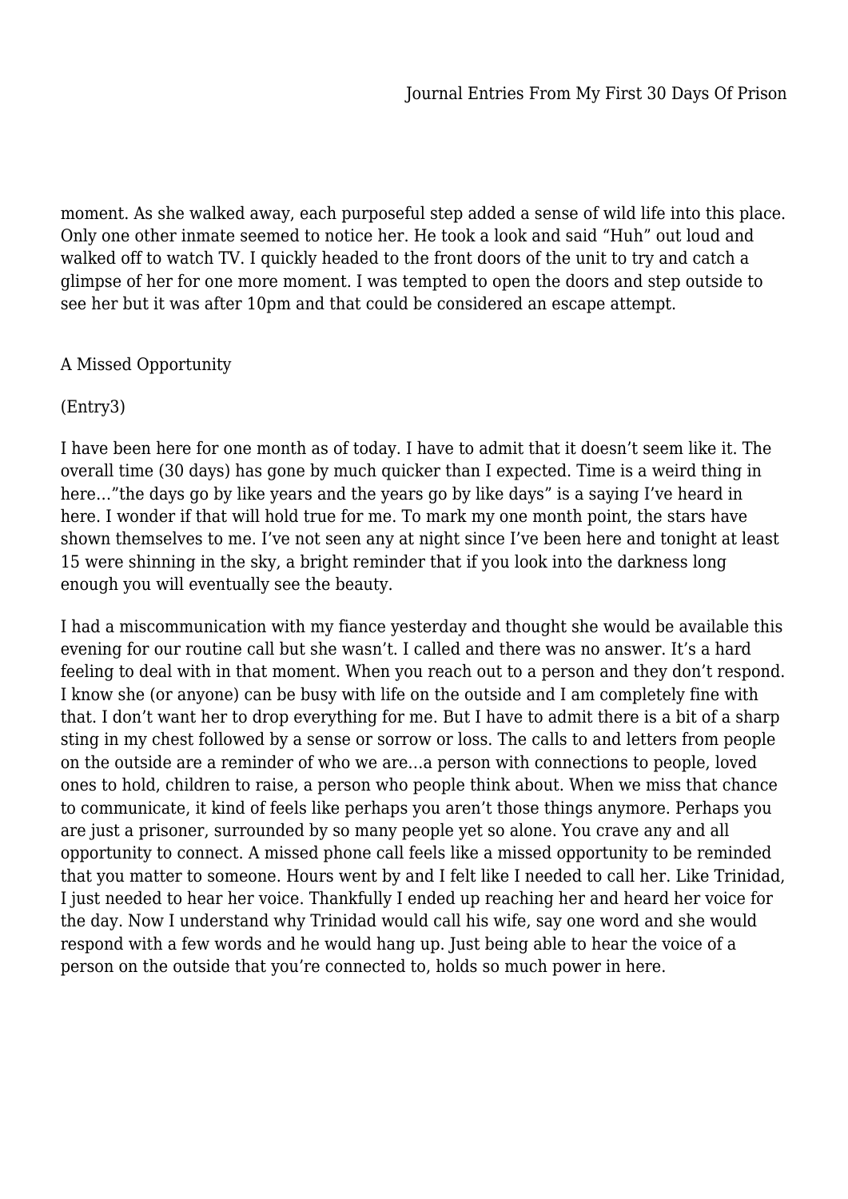moment. As she walked away, each purposeful step added a sense of wild life into this place. Only one other inmate seemed to notice her. He took a look and said "Huh" out loud and walked off to watch TV. I quickly headed to the front doors of the unit to try and catch a glimpse of her for one more moment. I was tempted to open the doors and step outside to see her but it was after 10pm and that could be considered an escape attempt.

## A Missed Opportunity

(Entry3)

I have been here for one month as of today. I have to admit that it doesn't seem like it. The overall time (30 days) has gone by much quicker than I expected. Time is a weird thing in here…"the days go by like years and the years go by like days" is a saying I've heard in here. I wonder if that will hold true for me. To mark my one month point, the stars have shown themselves to me. I've not seen any at night since I've been here and tonight at least 15 were shinning in the sky, a bright reminder that if you look into the darkness long enough you will eventually see the beauty.

I had a miscommunication with my fiance yesterday and thought she would be available this evening for our routine call but she wasn't. I called and there was no answer. It's a hard feeling to deal with in that moment. When you reach out to a person and they don't respond. I know she (or anyone) can be busy with life on the outside and I am completely fine with that. I don't want her to drop everything for me. But I have to admit there is a bit of a sharp sting in my chest followed by a sense or sorrow or loss. The calls to and letters from people on the outside are a reminder of who we are…a person with connections to people, loved ones to hold, children to raise, a person who people think about. When we miss that chance to communicate, it kind of feels like perhaps you aren't those things anymore. Perhaps you are just a prisoner, surrounded by so many people yet so alone. You crave any and all opportunity to connect. A missed phone call feels like a missed opportunity to be reminded that you matter to someone. Hours went by and I felt like I needed to call her. Like Trinidad, I just needed to hear her voice. Thankfully I ended up reaching her and heard her voice for the day. Now I understand why Trinidad would call his wife, say one word and she would respond with a few words and he would hang up. Just being able to hear the voice of a person on the outside that you're connected to, holds so much power in here.